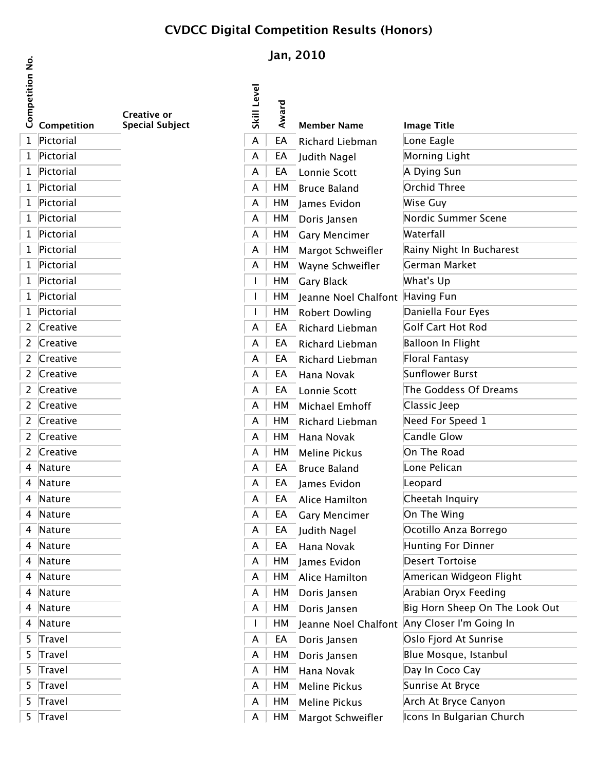# CVDCC Digital Competition Results (Honors)

## Jan, 2010

| Competition No. | Competition | Creative or Special Subject | Skill Level | Award | Member Name | Image Title |
|---|---|---|---|---|---|---|
| 1 | Pictorial | | A | EA | Richard Liebman | Lone Eagle |
| 1 | Pictorial | | A | EA | Judith Nagel | Morning Light |
| 1 | Pictorial | | A | EA | Lonnie Scott | A Dying Sun |
| 1 | Pictorial | | A | HM | Bruce Baland | Orchid Three |
| 1 | Pictorial | | A | HM | James Evidon | Wise Guy |
| 1 | Pictorial | | A | HM | Doris Jansen | Nordic Summer Scene |
| 1 | Pictorial | | A | HM | Gary Mencimer | Waterfall |
| 1 | Pictorial | | A | HM | Margot Schweifler | Rainy Night In Bucharest |
| 1 | Pictorial | | A | HM | Wayne Schweifler | German Market |
| 1 | Pictorial | | I | HM | Gary Black | What's Up |
| 1 | Pictorial | | I | HM | Jeanne Noel Chalfont | Having Fun |
| 1 | Pictorial | | I | HM | Robert Dowling | Daniella Four Eyes |
| 2 | Creative | | A | EA | Richard Liebman | Golf Cart Hot Rod |
| 2 | Creative | | A | EA | Richard Liebman | Balloon In Flight |
| 2 | Creative | | A | EA | Richard Liebman | Floral Fantasy |
| 2 | Creative | | A | EA | Hana Novak | Sunflower Burst |
| 2 | Creative | | A | EA | Lonnie Scott | The Goddess Of Dreams |
| 2 | Creative | | A | HM | Michael Emhoff | Classic Jeep |
| 2 | Creative | | A | HM | Richard Liebman | Need For Speed 1 |
| 2 | Creative | | A | HM | Hana Novak | Candle Glow |
| 2 | Creative | | A | HM | Meline Pickus | On The Road |
| 4 | Nature | | A | EA | Bruce Baland | Lone Pelican |
| 4 | Nature | | A | EA | James Evidon | Leopard |
| 4 | Nature | | A | EA | Alice Hamilton | Cheetah Inquiry |
| 4 | Nature | | A | EA | Gary Mencimer | On The Wing |
| 4 | Nature | | A | EA | Judith Nagel | Ocotillo Anza Borrego |
| 4 | Nature | | A | EA | Hana Novak | Hunting For Dinner |
| 4 | Nature | | A | HM | James Evidon | Desert Tortoise |
| 4 | Nature | | A | HM | Alice Hamilton | American Widgeon Flight |
| 4 | Nature | | A | HM | Doris Jansen | Arabian Oryx Feeding |
| 4 | Nature | | A | HM | Doris Jansen | Big Horn Sheep On The Look Out |
| 4 | Nature | | I | HM | Jeanne Noel Chalfont | Any Closer I'm Going In |
| 5 | Travel | | A | EA | Doris Jansen | Oslo Fjord At Sunrise |
| 5 | Travel | | A | HM | Doris Jansen | Blue Mosque, Istanbul |
| 5 | Travel | | A | HM | Hana Novak | Day In Coco Cay |
| 5 | Travel | | A | HM | Meline Pickus | Sunrise At Bryce |
| 5 | Travel | | A | HM | Meline Pickus | Arch At Bryce Canyon |
| 5 | Travel | | A | HM | Margot Schweifler | Icons In Bulgarian Church |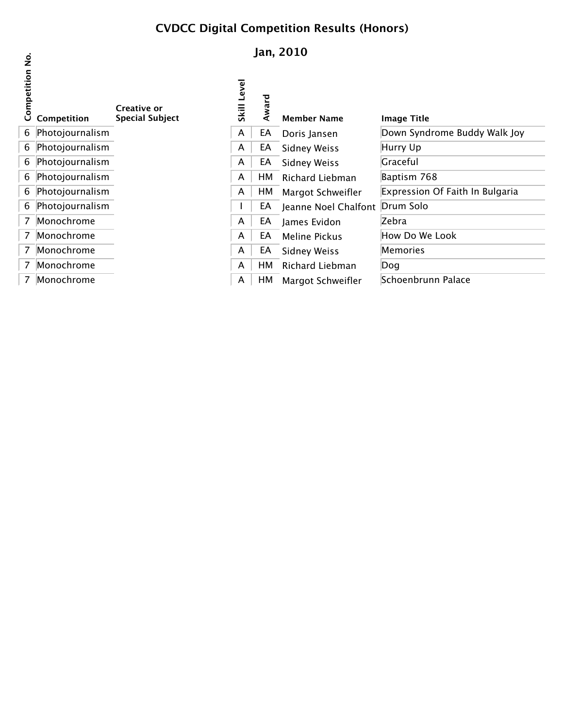# CVDCC Digital Competition Results (Honors)

## Jan, 2010

| Competition No. | Competition | Creative or Special Subject | Skill Level | Award | Member Name | Image Title |
|---|---|---|---|---|---|---|
| 6 | Photojournalism | | A | EA | Doris Jansen | Down Syndrome Buddy Walk Joy |
| 6 | Photojournalism | | A | EA | Sidney Weiss | Hurry Up |
| 6 | Photojournalism | | A | EA | Sidney Weiss | Graceful |
| 6 | Photojournalism | | A | HM | Richard Liebman | Baptism 768 |
| 6 | Photojournalism | | A | HM | Margot Schweifler | Expression Of Faith In Bulgaria |
| 6 | Photojournalism | | I | EA | Jeanne Noel Chalfont | Drum Solo |
| 7 | Monochrome | | A | EA | James Evidon | Zebra |
| 7 | Monochrome | | A | EA | Meline Pickus | How Do We Look |
| 7 | Monochrome | | A | EA | Sidney Weiss | Memories |
| 7 | Monochrome | | A | HM | Richard Liebman | Dog |
| 7 | Monochrome | | A | HM | Margot Schweifler | Schoenbrunn Palace |